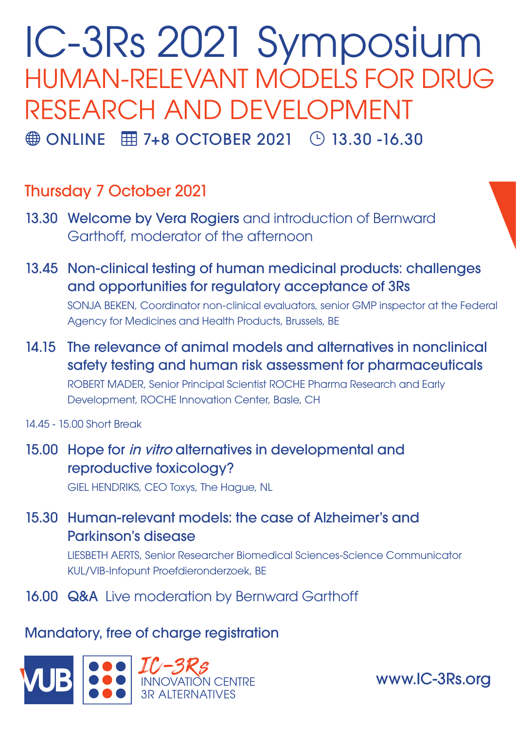# IC-3Rs 2021 Symposium

## HUMAN-RELEVANT MODELS FOR DRUG RESEARCH AND DEVELOPMENT

ONLINE   7+8 OCTOBER 2021   13.30 -16.30

### Thursday 7 October 2021

**13.30** **Welcome by Vera Rogiers** and introduction of Bernward Garthoff, moderator of the afternoon

**13.45** **Non-clinical testing of human medicinal products: challenges and opportunities for regulatory acceptance of 3Rs**
SONJA BEKEN, Coordinator non-clinical evaluators, senior GMP inspector at the Federal Agency for Medicines and Health Products, Brussels, BE

**14.15** **The relevance of animal models and alternatives in nonclinical safety testing and human risk assessment for pharmaceuticals**
ROBERT MADER, Senior Principal Scientist ROCHE Pharma Research and Early Development, ROCHE Innovation Center, Basle, CH

14.45 - 15.00 Short Break

**15.00** **Hope for *in vitro* alternatives in developmental and reproductive toxicology?**
GIEL HENDRIKS, CEO Toxys, The Hague, NL

**15.30** **Human-relevant models: the case of Alzheimer's and Parkinson's disease**
LIESBETH AERTS, Senior Researcher Biomedical Sciences-Science Communicator KUL/VIB-Infopunt Proefdieronderzoek, BE

**16.00** **Q&A** Live moderation by Bernward Garthoff

Mandatory, free of charge registration

VUB IC-3Rs INNOVATION CENTRE 3R ALTERNATIVES

www.IC-3Rs.org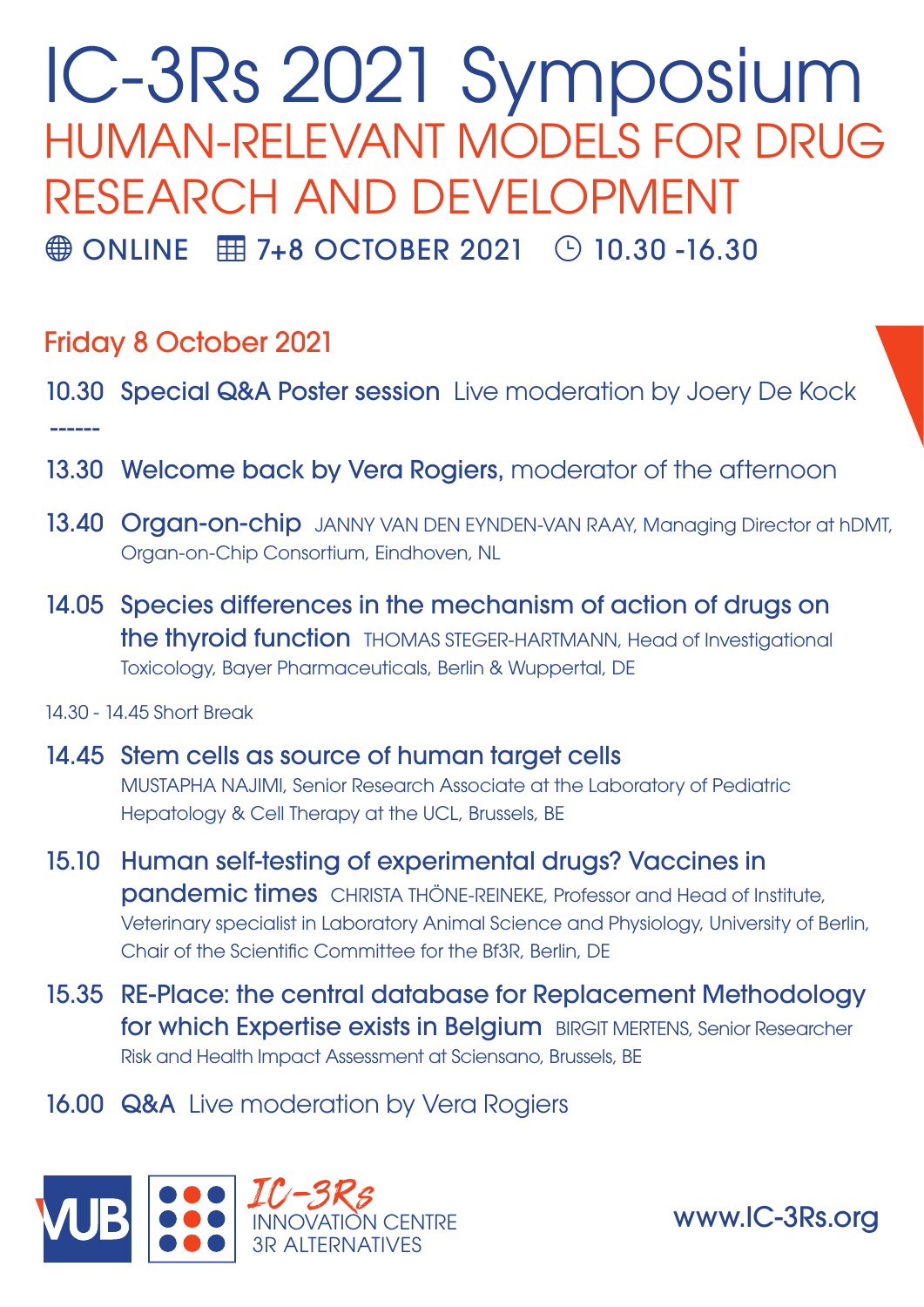# IC-3Rs 2021 Symposium

## HUMAN-RELEVANT MODELS FOR DRUG RESEARCH AND DEVELOPMENT

ONLINE  7+8 OCTOBER 2021  10.30 -16.30

### Friday 8 October 2021

**10.30 Special Q&A Poster session** Live moderation by Joery De Kock

------

**13.30 Welcome back by Vera Rogiers,** moderator of the afternoon

**13.40 Organ-on-chip** JANNY VAN DEN EYNDEN-VAN RAAY, Managing Director at hDMT, Organ-on-Chip Consortium, Eindhoven, NL

**14.05 Species differences in the mechanism of action of drugs on the thyroid function** THOMAS STEGER-HARTMANN, Head of Investigational Toxicology, Bayer Pharmaceuticals, Berlin & Wuppertal, DE

14.30 - 14.45 Short Break

**14.45 Stem cells as source of human target cells**
MUSTAPHA NAJIMI, Senior Research Associate at the Laboratory of Pediatric Hepatology & Cell Therapy at the UCL, Brussels, BE

**15.10 Human self-testing of experimental drugs? Vaccines in pandemic times** CHRISTA THÖNE-REINEKE, Professor and Head of Institute, Veterinary specialist in Laboratory Animal Science and Physiology, University of Berlin, Chair of the Scientific Committee for the Bf3R, Berlin, DE

**15.35 RE-Place: the central database for Replacement Methodology for which Expertise exists in Belgium** BIRGIT MERTENS, Senior Researcher Risk and Health Impact Assessment at Sciensano, Brussels, BE

**16.00 Q&A** Live moderation by Vera Rogiers

VUB

IC-3Rs INNOVATION CENTRE 3R ALTERNATIVES

www.IC-3Rs.org